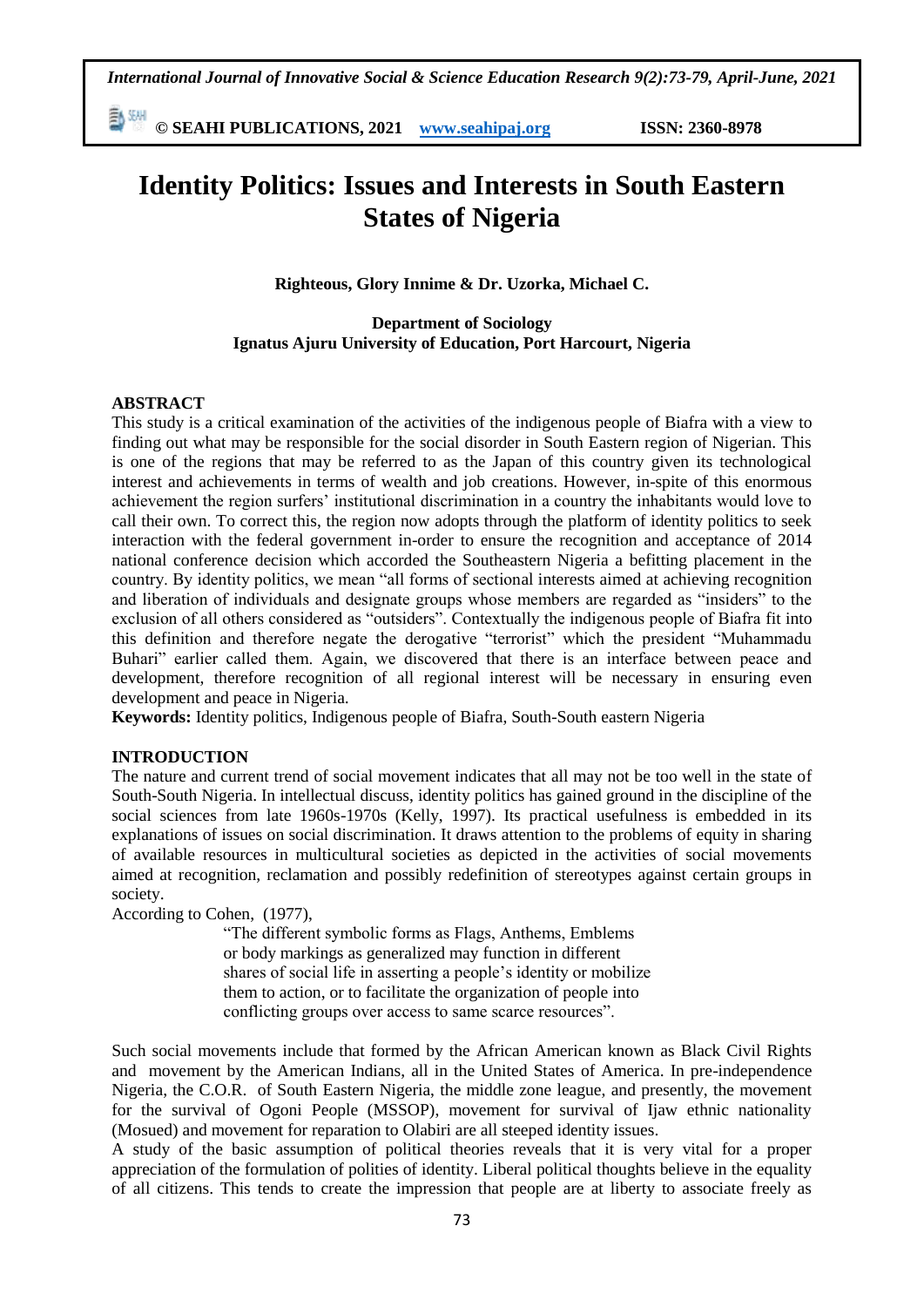# Identity Politics: Issues and Interests in South Eastern States of Nigeria

**Righteous, Glory Innime & Dr. Uzorka, Michael C.**

**Department of Sociology**
**Ignatus Ajuru University of Education, Port Harcourt, Nigeria**

## ABSTRACT

This study is a critical examination of the activities of the indigenous people of Biafra with a view to finding out what may be responsible for the social disorder in South Eastern region of Nigerian. This is one of the regions that may be referred to as the Japan of this country given its technological interest and achievements in terms of wealth and job creations. However, in-spite of this enormous achievement the region surfers' institutional discrimination in a country the inhabitants would love to call their own. To correct this, the region now adopts through the platform of identity politics to seek interaction with the federal government in-order to ensure the recognition and acceptance of 2014 national conference decision which accorded the Southeastern Nigeria a befitting placement in the country. By identity politics, we mean "all forms of sectional interests aimed at achieving recognition and liberation of individuals and designate groups whose members are regarded as "insiders" to the exclusion of all others considered as "outsiders". Contextually the indigenous people of Biafra fit into this definition and therefore negate the derogative "terrorist" which the president "Muhammadu Buhari" earlier called them. Again, we discovered that there is an interface between peace and development, therefore recognition of all regional interest will be necessary in ensuring even development and peace in Nigeria.

**Keywords:** Identity politics, Indigenous people of Biafra, South-South eastern Nigeria

## INTRODUCTION

The nature and current trend of social movement indicates that all may not be too well in the state of South-South Nigeria. In intellectual discuss, identity politics has gained ground in the discipline of the social sciences from late 1960s-1970s (Kelly, 1997). Its practical usefulness is embedded in its explanations of issues on social discrimination. It draws attention to the problems of equity in sharing of available resources in multicultural societies as depicted in the activities of social movements aimed at recognition, reclamation and possibly redefinition of stereotypes against certain groups in society.

According to Cohen, (1977),

> "The different symbolic forms as Flags, Anthems, Emblems or body markings as generalized may function in different shares of social life in asserting a people's identity or mobilize them to action, or to facilitate the organization of people into conflicting groups over access to same scarce resources".

Such social movements include that formed by the African American known as Black Civil Rights and movement by the American Indians, all in the United States of America. In pre-independence Nigeria, the C.O.R. of South Eastern Nigeria, the middle zone league, and presently, the movement for the survival of Ogoni People (MSSOP), movement for survival of Ijaw ethnic nationality (Mosued) and movement for reparation to Olabiri are all steeped identity issues.

A study of the basic assumption of political theories reveals that it is very vital for a proper appreciation of the formulation of polities of identity. Liberal political thoughts believe in the equality of all citizens. This tends to create the impression that people are at liberty to associate freely as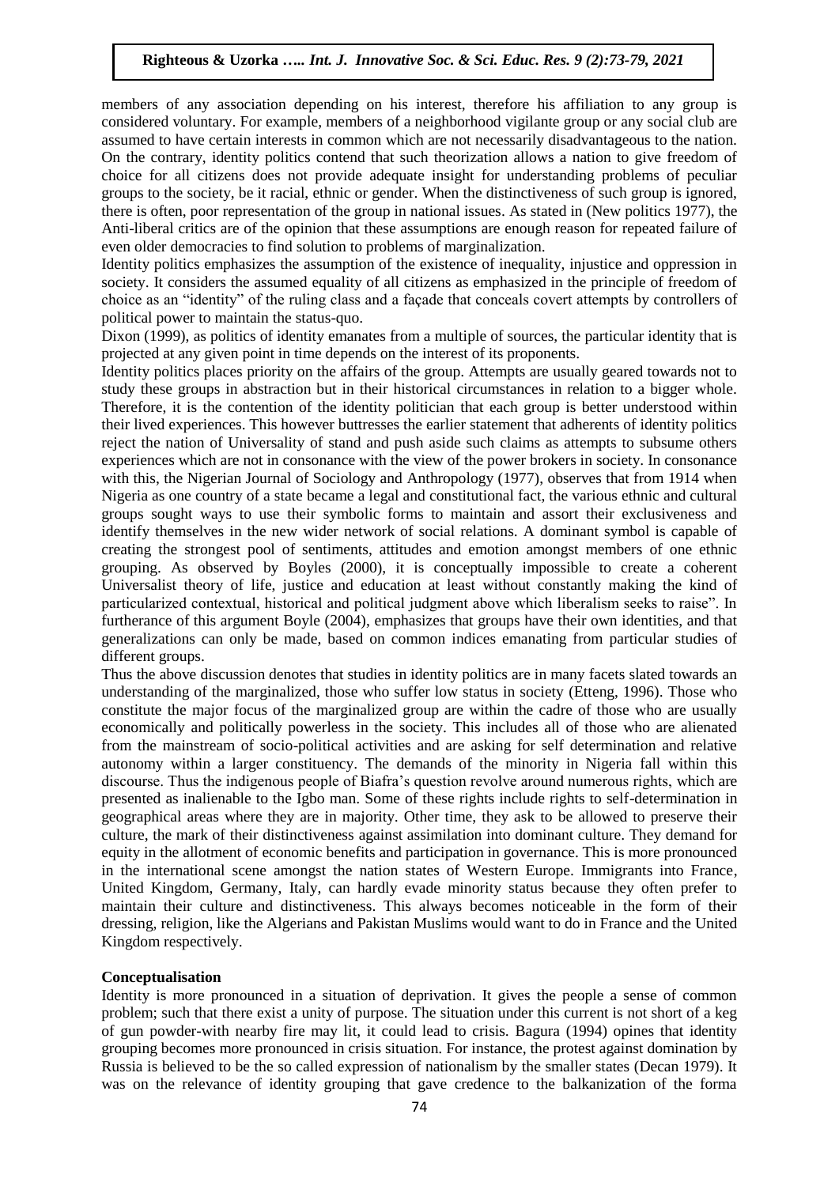members of any association depending on his interest, therefore his affiliation to any group is considered voluntary. For example, members of a neighborhood vigilante group or any social club are assumed to have certain interests in common which are not necessarily disadvantageous to the nation. On the contrary, identity politics contend that such theorization allows a nation to give freedom of choice for all citizens does not provide adequate insight for understanding problems of peculiar groups to the society, be it racial, ethnic or gender. When the distinctiveness of such group is ignored, there is often, poor representation of the group in national issues. As stated in (New politics 1977), the Anti-liberal critics are of the opinion that these assumptions are enough reason for repeated failure of even older democracies to find solution to problems of marginalization.

Identity politics emphasizes the assumption of the existence of inequality, injustice and oppression in society. It considers the assumed equality of all citizens as emphasized in the principle of freedom of choice as an "identity" of the ruling class and a façade that conceals covert attempts by controllers of political power to maintain the status-quo.

Dixon (1999), as politics of identity emanates from a multiple of sources, the particular identity that is projected at any given point in time depends on the interest of its proponents.

Identity politics places priority on the affairs of the group. Attempts are usually geared towards not to study these groups in abstraction but in their historical circumstances in relation to a bigger whole. Therefore, it is the contention of the identity politician that each group is better understood within their lived experiences. This however buttresses the earlier statement that adherents of identity politics reject the nation of Universality of stand and push aside such claims as attempts to subsume others experiences which are not in consonance with the view of the power brokers in society. In consonance with this, the Nigerian Journal of Sociology and Anthropology (1977), observes that from 1914 when Nigeria as one country of a state became a legal and constitutional fact, the various ethnic and cultural groups sought ways to use their symbolic forms to maintain and assort their exclusiveness and identify themselves in the new wider network of social relations. A dominant symbol is capable of creating the strongest pool of sentiments, attitudes and emotion amongst members of one ethnic grouping. As observed by Boyles (2000), it is conceptually impossible to create a coherent Universalist theory of life, justice and education at least without constantly making the kind of particularized contextual, historical and political judgment above which liberalism seeks to raise". In furtherance of this argument Boyle (2004), emphasizes that groups have their own identities, and that generalizations can only be made, based on common indices emanating from particular studies of different groups.

Thus the above discussion denotes that studies in identity politics are in many facets slated towards an understanding of the marginalized, those who suffer low status in society (Etteng, 1996). Those who constitute the major focus of the marginalized group are within the cadre of those who are usually economically and politically powerless in the society. This includes all of those who are alienated from the mainstream of socio-political activities and are asking for self determination and relative autonomy within a larger constituency. The demands of the minority in Nigeria fall within this discourse. Thus the indigenous people of Biafra's question revolve around numerous rights, which are presented as inalienable to the Igbo man. Some of these rights include rights to self-determination in geographical areas where they are in majority. Other time, they ask to be allowed to preserve their culture, the mark of their distinctiveness against assimilation into dominant culture. They demand for equity in the allotment of economic benefits and participation in governance. This is more pronounced in the international scene amongst the nation states of Western Europe. Immigrants into France, United Kingdom, Germany, Italy, can hardly evade minority status because they often prefer to maintain their culture and distinctiveness. This always becomes noticeable in the form of their dressing, religion, like the Algerians and Pakistan Muslims would want to do in France and the United Kingdom respectively.

## Conceptualisation

Identity is more pronounced in a situation of deprivation. It gives the people a sense of common problem; such that there exist a unity of purpose. The situation under this current is not short of a keg of gun powder-with nearby fire may lit, it could lead to crisis. Bagura (1994) opines that identity grouping becomes more pronounced in crisis situation. For instance, the protest against domination by Russia is believed to be the so called expression of nationalism by the smaller states (Decan 1979). It was on the relevance of identity grouping that gave credence to the balkanization of the forma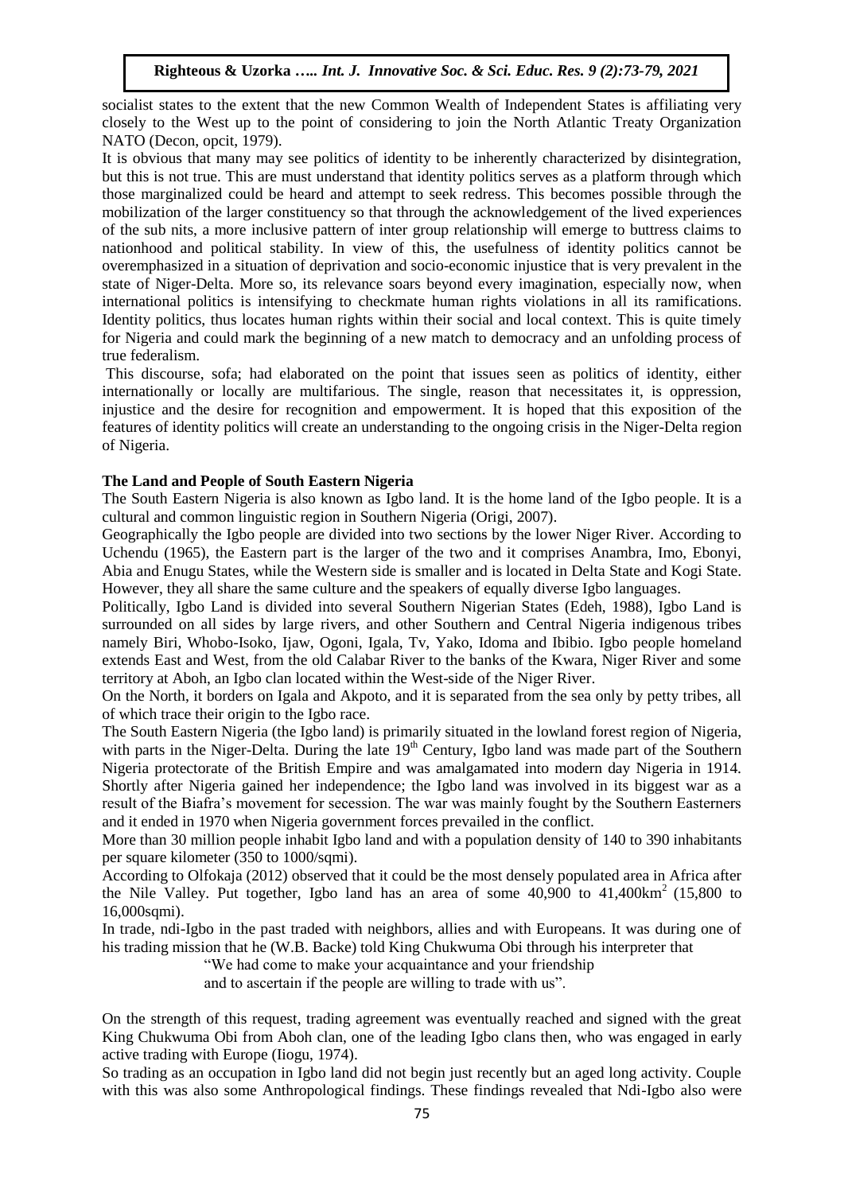socialist states to the extent that the new Common Wealth of Independent States is affiliating very closely to the West up to the point of considering to join the North Atlantic Treaty Organization NATO (Decon, opcit, 1979).

It is obvious that many may see politics of identity to be inherently characterized by disintegration, but this is not true. This are must understand that identity politics serves as a platform through which those marginalized could be heard and attempt to seek redress. This becomes possible through the mobilization of the larger constituency so that through the acknowledgement of the lived experiences of the sub nits, a more inclusive pattern of inter group relationship will emerge to buttress claims to nationhood and political stability. In view of this, the usefulness of identity politics cannot be overemphasized in a situation of deprivation and socio-economic injustice that is very prevalent in the state of Niger-Delta. More so, its relevance soars beyond every imagination, especially now, when international politics is intensifying to checkmate human rights violations in all its ramifications. Identity politics, thus locates human rights within their social and local context. This is quite timely for Nigeria and could mark the beginning of a new match to democracy and an unfolding process of true federalism.

This discourse, sofa; had elaborated on the point that issues seen as politics of identity, either internationally or locally are multifarious. The single, reason that necessitates it, is oppression, injustice and the desire for recognition and empowerment. It is hoped that this exposition of the features of identity politics will create an understanding to the ongoing crisis in the Niger-Delta region of Nigeria.

## The Land and People of South Eastern Nigeria

The South Eastern Nigeria is also known as Igbo land. It is the home land of the Igbo people. It is a cultural and common linguistic region in Southern Nigeria (Origi, 2007).

Geographically the Igbo people are divided into two sections by the lower Niger River. According to Uchendu (1965), the Eastern part is the larger of the two and it comprises Anambra, Imo, Ebonyi, Abia and Enugu States, while the Western side is smaller and is located in Delta State and Kogi State. However, they all share the same culture and the speakers of equally diverse Igbo languages.

Politically, Igbo Land is divided into several Southern Nigerian States (Edeh, 1988), Igbo Land is surrounded on all sides by large rivers, and other Southern and Central Nigeria indigenous tribes namely Biri, Whobo-Isoko, Ijaw, Ogoni, Igala, Tv, Yako, Idoma and Ibibio. Igbo people homeland extends East and West, from the old Calabar River to the banks of the Kwara, Niger River and some territory at Aboh, an Igbo clan located within the West-side of the Niger River.

On the North, it borders on Igala and Akpoto, and it is separated from the sea only by petty tribes, all of which trace their origin to the Igbo race.

The South Eastern Nigeria (the Igbo land) is primarily situated in the lowland forest region of Nigeria, with parts in the Niger-Delta. During the late 19th Century, Igbo land was made part of the Southern Nigeria protectorate of the British Empire and was amalgamated into modern day Nigeria in 1914. Shortly after Nigeria gained her independence; the Igbo land was involved in its biggest war as a result of the Biafra's movement for secession. The war was mainly fought by the Southern Easterners and it ended in 1970 when Nigeria government forces prevailed in the conflict.

More than 30 million people inhabit Igbo land and with a population density of 140 to 390 inhabitants per square kilometer (350 to 1000/sqmi).

According to Olfokaja (2012) observed that it could be the most densely populated area in Africa after the Nile Valley. Put together, Igbo land has an area of some 40,900 to 41,400km$^2$ (15,800 to 16,000sqmi).

In trade, ndi-Igbo in the past traded with neighbors, allies and with Europeans. It was during one of his trading mission that he (W.B. Backe) told King Chukwuma Obi through his interpreter that

> "We had come to make your acquaintance and your friendship
> and to ascertain if the people are willing to trade with us".

On the strength of this request, trading agreement was eventually reached and signed with the great King Chukwuma Obi from Aboh clan, one of the leading Igbo clans then, who was engaged in early active trading with Europe (Iiogu, 1974).

So trading as an occupation in Igbo land did not begin just recently but an aged long activity. Couple with this was also some Anthropological findings. These findings revealed that Ndi-Igbo also were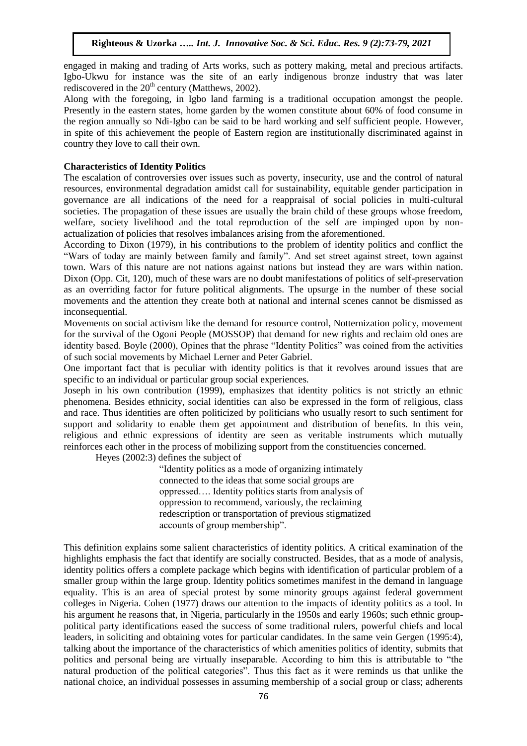engaged in making and trading of Arts works, such as pottery making, metal and precious artifacts. Igbo-Ukwu for instance was the site of an early indigenous bronze industry that was later rediscovered in the 20th century (Matthews, 2002).

Along with the foregoing, in Igbo land farming is a traditional occupation amongst the people. Presently in the eastern states, home garden by the women constitute about 60% of food consume in the region annually so Ndi-Igbo can be said to be hard working and self sufficient people. However, in spite of this achievement the people of Eastern region are institutionally discriminated against in country they love to call their own.

**Characteristics of Identity Politics**

The escalation of controversies over issues such as poverty, insecurity, use and the control of natural resources, environmental degradation amidst call for sustainability, equitable gender participation in governance are all indications of the need for a reappraisal of social policies in multi-cultural societies. The propagation of these issues are usually the brain child of these groups whose freedom, welfare, society livelihood and the total reproduction of the self are impinged upon by non-actualization of policies that resolves imbalances arising from the aforementioned.

According to Dixon (1979), in his contributions to the problem of identity politics and conflict the "Wars of today are mainly between family and family". And set street against street, town against town. Wars of this nature are not nations against nations but instead they are wars within nation. Dixon (Opp. Cit, 120), much of these wars are no doubt manifestations of politics of self-preservation as an overriding factor for future political alignments. The upsurge in the number of these social movements and the attention they create both at national and internal scenes cannot be dismissed as inconsequential.

Movements on social activism like the demand for resource control, Notternization policy, movement for the survival of the Ogoni People (MOSSOP) that demand for new rights and reclaim old ones are identity based. Boyle (2000), Opines that the phrase "Identity Politics" was coined from the activities of such social movements by Michael Lerner and Peter Gabriel.

One important fact that is peculiar with identity politics is that it revolves around issues that are specific to an individual or particular group social experiences.

Joseph in his own contribution (1999), emphasizes that identity politics is not strictly an ethnic phenomena. Besides ethnicity, social identities can also be expressed in the form of religious, class and race. Thus identities are often politicized by politicians who usually resort to such sentiment for support and solidarity to enable them get appointment and distribution of benefits. In this vein, religious and ethnic expressions of identity are seen as veritable instruments which mutually reinforces each other in the process of mobilizing support from the constituencies concerned.

Heyes (2002:3) defines the subject of

> "Identity politics as a mode of organizing intimately connected to the ideas that some social groups are oppressed…. Identity politics starts from analysis of oppression to recommend, variously, the reclaiming redescription or transportation of previous stigmatized accounts of group membership".

This definition explains some salient characteristics of identity politics. A critical examination of the highlights emphasis the fact that identify are socially constructed. Besides, that as a mode of analysis, identity politics offers a complete package which begins with identification of particular problem of a smaller group within the large group. Identity politics sometimes manifest in the demand in language equality. This is an area of special protest by some minority groups against federal government colleges in Nigeria. Cohen (1977) draws our attention to the impacts of identity politics as a tool. In his argument he reasons that, in Nigeria, particularly in the 1950s and early 1960s; such ethnic group-political party identifications eased the success of some traditional rulers, powerful chiefs and local leaders, in soliciting and obtaining votes for particular candidates. In the same vein Gergen (1995:4), talking about the importance of the characteristics of which amenities politics of identity, submits that politics and personal being are virtually inseparable. According to him this is attributable to "the natural production of the political categories". Thus this fact as it were reminds us that unlike the national choice, an individual possesses in assuming membership of a social group or class; adherents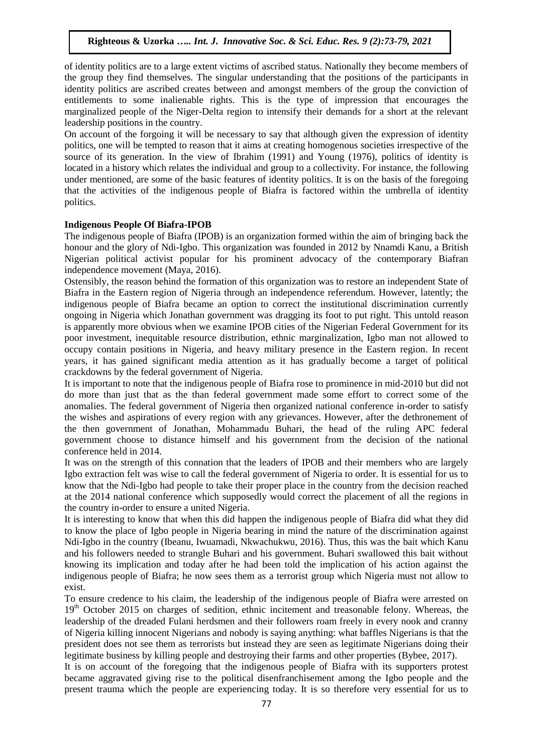of identity politics are to a large extent victims of ascribed status. Nationally they become members of the group they find themselves. The singular understanding that the positions of the participants in identity politics are ascribed creates between and amongst members of the group the conviction of entitlements to some inalienable rights. This is the type of impression that encourages the marginalized people of the Niger-Delta region to intensify their demands for a short at the relevant leadership positions in the country.

On account of the forgoing it will be necessary to say that although given the expression of identity politics, one will be tempted to reason that it aims at creating homogenous societies irrespective of the source of its generation. In the view of Ibrahim (1991) and Young (1976), politics of identity is located in a history which relates the individual and group to a collectivity. For instance, the following under mentioned, are some of the basic features of identity politics. It is on the basis of the foregoing that the activities of the indigenous people of Biafra is factored within the umbrella of identity politics.

**Indigenous People Of Biafra-IPOB**

The indigenous people of Biafra (IPOB) is an organization formed within the aim of bringing back the honour and the glory of Ndi-Igbo. This organization was founded in 2012 by Nnamdi Kanu, a British Nigerian political activist popular for his prominent advocacy of the contemporary Biafran independence movement (Maya, 2016).

Ostensibly, the reason behind the formation of this organization was to restore an independent State of Biafra in the Eastern region of Nigeria through an independence referendum. However, latently; the indigenous people of Biafra became an option to correct the institutional discrimination currently ongoing in Nigeria which Jonathan government was dragging its foot to put right. This untold reason is apparently more obvious when we examine IPOB cities of the Nigerian Federal Government for its poor investment, inequitable resource distribution, ethnic marginalization, Igbo man not allowed to occupy contain positions in Nigeria, and heavy military presence in the Eastern region. In recent years, it has gained significant media attention as it has gradually become a target of political crackdowns by the federal government of Nigeria.

It is important to note that the indigenous people of Biafra rose to prominence in mid-2010 but did not do more than just that as the than federal government made some effort to correct some of the anomalies. The federal government of Nigeria then organized national conference in-order to satisfy the wishes and aspirations of every region with any grievances. However, after the dethronement of the then government of Jonathan, Mohammadu Buhari, the head of the ruling APC federal government choose to distance himself and his government from the decision of the national conference held in 2014.

It was on the strength of this connation that the leaders of IPOB and their members who are largely Igbo extraction felt was wise to call the federal government of Nigeria to order. It is essential for us to know that the Ndi-Igbo had people to take their proper place in the country from the decision reached at the 2014 national conference which supposedly would correct the placement of all the regions in the country in-order to ensure a united Nigeria.

It is interesting to know that when this did happen the indigenous people of Biafra did what they did to know the place of Igbo people in Nigeria bearing in mind the nature of the discrimination against Ndi-Igbo in the country (Ibeanu, Iwuamadi, Nkwachukwu, 2016). Thus, this was the bait which Kanu and his followers needed to strangle Buhari and his government. Buhari swallowed this bait without knowing its implication and today after he had been told the implication of his action against the indigenous people of Biafra; he now sees them as a terrorist group which Nigeria must not allow to exist.

To ensure credence to his claim, the leadership of the indigenous people of Biafra were arrested on 19th October 2015 on charges of sedition, ethnic incitement and treasonable felony. Whereas, the leadership of the dreaded Fulani herdsmen and their followers roam freely in every nook and cranny of Nigeria killing innocent Nigerians and nobody is saying anything: what baffles Nigerians is that the president does not see them as terrorists but instead they are seen as legitimate Nigerians doing their legitimate business by killing people and destroying their farms and other properties (Bybee, 2017).

It is on account of the foregoing that the indigenous people of Biafra with its supporters protest became aggravated giving rise to the political disenfranchisement among the Igbo people and the present trauma which the people are experiencing today. It is so therefore very essential for us to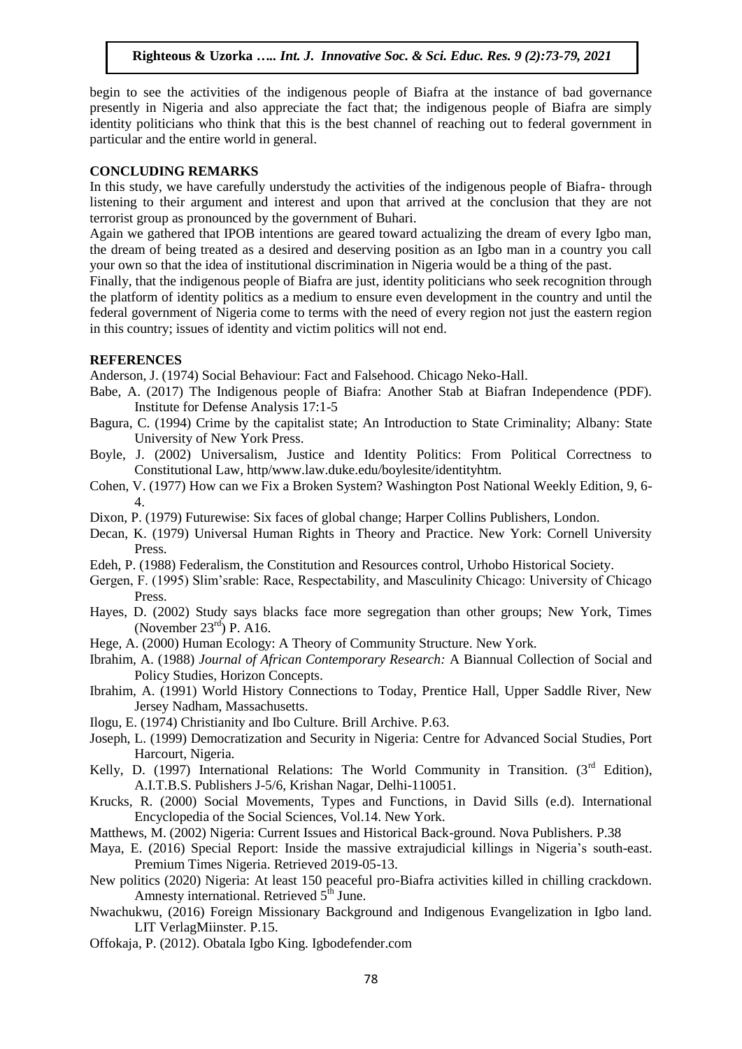begin to see the activities of the indigenous people of Biafra at the instance of bad governance presently in Nigeria and also appreciate the fact that; the indigenous people of Biafra are simply identity politicians who think that this is the best channel of reaching out to federal government in particular and the entire world in general.

## CONCLUDING REMARKS

In this study, we have carefully understudy the activities of the indigenous people of Biafra- through listening to their argument and interest and upon that arrived at the conclusion that they are not terrorist group as pronounced by the government of Buhari.

Again we gathered that IPOB intentions are geared toward actualizing the dream of every Igbo man, the dream of being treated as a desired and deserving position as an Igbo man in a country you call your own so that the idea of institutional discrimination in Nigeria would be a thing of the past.

Finally, that the indigenous people of Biafra are just, identity politicians who seek recognition through the platform of identity politics as a medium to ensure even development in the country and until the federal government of Nigeria come to terms with the need of every region not just the eastern region in this country; issues of identity and victim politics will not end.

## REFERENCES

Anderson, J. (1974) Social Behaviour: Fact and Falsehood. Chicago Neko-Hall.

Babe, A. (2017) The Indigenous people of Biafra: Another Stab at Biafran Independence (PDF). Institute for Defense Analysis 17:1-5

Bagura, C. (1994) Crime by the capitalist state; An Introduction to State Criminality; Albany: State University of New York Press.

Boyle, J. (2002) Universalism, Justice and Identity Politics: From Political Correctness to Constitutional Law, http/www.law.duke.edu/boylesite/identityhtm.

Cohen, V. (1977) How can we Fix a Broken System? Washington Post National Weekly Edition, 9, 6-4.

Dixon, P. (1979) Futurewise: Six faces of global change; Harper Collins Publishers, London.

Decan, K. (1979) Universal Human Rights in Theory and Practice. New York: Cornell University Press.

Edeh, P. (1988) Federalism, the Constitution and Resources control, Urhobo Historical Society.

Gergen, F. (1995) Slim'srable: Race, Respectability, and Masculinity Chicago: University of Chicago Press.

Hayes, D. (2002) Study says blacks face more segregation than other groups; New York, Times (November 23rd) P. A16.

Hege, A. (2000) Human Ecology: A Theory of Community Structure. New York.

Ibrahim, A. (1988) *Journal of African Contemporary Research:* A Biannual Collection of Social and Policy Studies, Horizon Concepts.

Ibrahim, A. (1991) World History Connections to Today, Prentice Hall, Upper Saddle River, New Jersey Nadham, Massachusetts.

Ilogu, E. (1974) Christianity and Ibo Culture. Brill Archive. P.63.

Joseph, L. (1999) Democratization and Security in Nigeria: Centre for Advanced Social Studies, Port Harcourt, Nigeria.

Kelly, D. (1997) International Relations: The World Community in Transition. (3rd Edition), A.I.T.B.S. Publishers J-5/6, Krishan Nagar, Delhi-110051.

Krucks, R. (2000) Social Movements, Types and Functions, in David Sills (e.d). International Encyclopedia of the Social Sciences, Vol.14. New York.

Matthews, M. (2002) Nigeria: Current Issues and Historical Back-ground. Nova Publishers. P.38

Maya, E. (2016) Special Report: Inside the massive extrajudicial killings in Nigeria's south-east. Premium Times Nigeria. Retrieved 2019-05-13.

New politics (2020) Nigeria: At least 150 peaceful pro-Biafra activities killed in chilling crackdown. Amnesty international. Retrieved 5th June.

Nwachukwu, (2016) Foreign Missionary Background and Indigenous Evangelization in Igbo land. LIT VerlagMiinster. P.15.

Offokaja, P. (2012). Obatala Igbo King. Igbodefender.com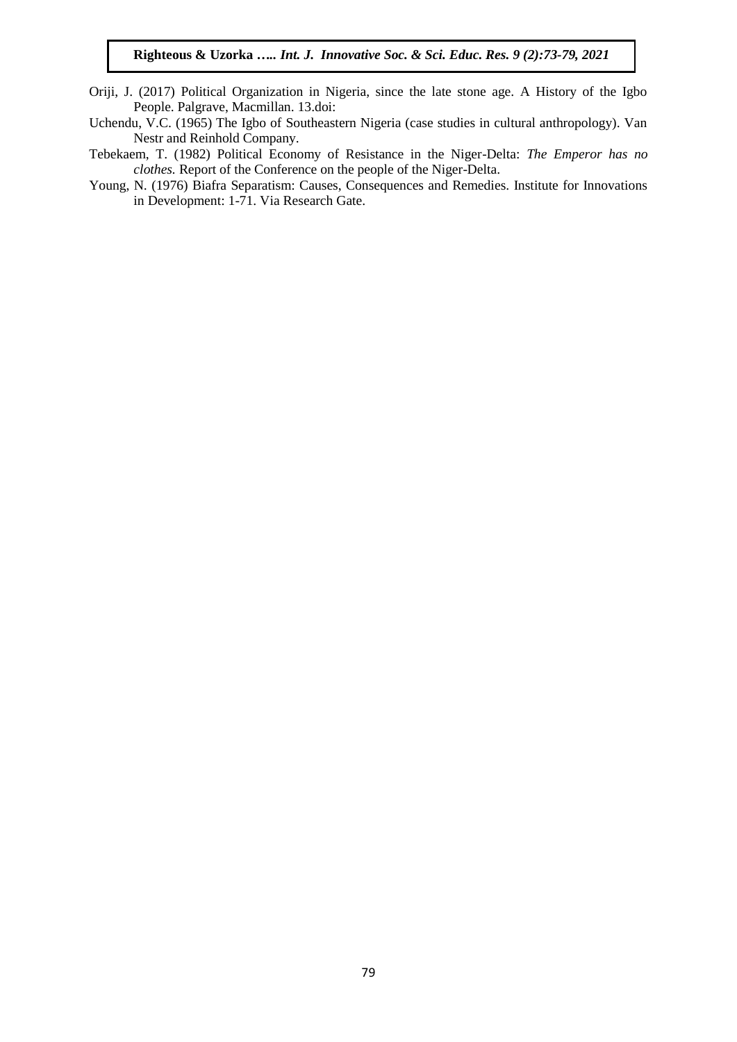Oriji, J. (2017) Political Organization in Nigeria, since the late stone age. A History of the Igbo People. Palgrave, Macmillan. 13.doi:

Uchendu, V.C. (1965) The Igbo of Southeastern Nigeria (case studies in cultural anthropology). Van Nestr and Reinhold Company.

Tebekaem, T. (1982) Political Economy of Resistance in the Niger-Delta: *The Emperor has no clothes.* Report of the Conference on the people of the Niger-Delta.

Young, N. (1976) Biafra Separatism: Causes, Consequences and Remedies. Institute for Innovations in Development: 1-71. Via Research Gate.